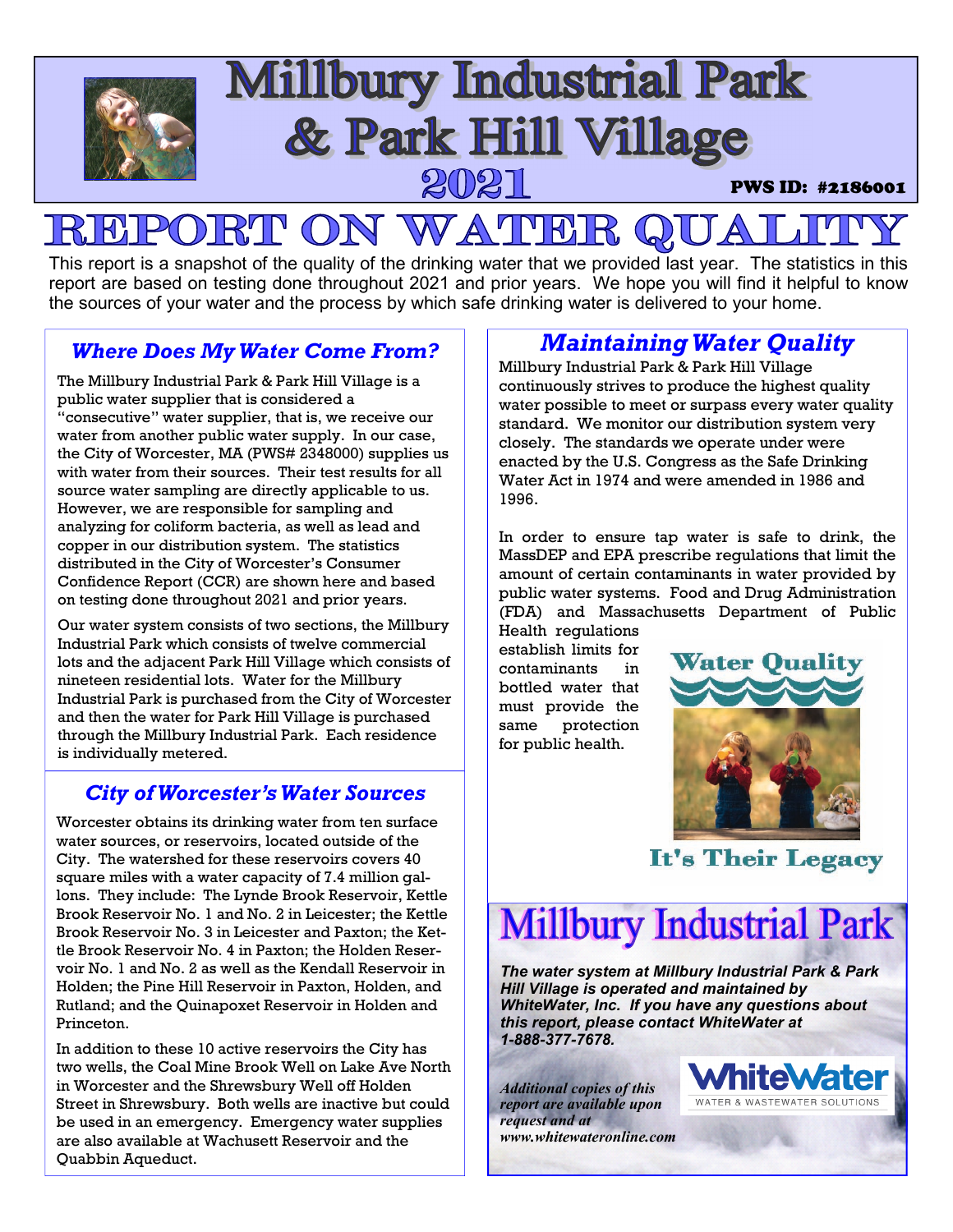# Millbury Industrial Park & Park Hill Village 2021

**PWS ID: #2186001**

# REPORT ON WATER QUALITY

This report is a snapshot of the quality of the drinking water that we provided last year. The statistics in this report are based on testing done throughout 2021 and prior years. We hope you will find it helpful to know the sources of your water and the process by which safe drinking water is delivered to your home.

## *Where Does My Water Come From?*

The Millbury Industrial Park & Park Hill Village is a public water supplier that is considered a "consecutive" water supplier, that is, we receive our water from another public water supply. In our case, the City of Worcester, MA (PWS# 2348000) supplies us with water from their sources. Their test results for all source water sampling are directly applicable to us. However, we are responsible for sampling and analyzing for coliform bacteria, as well as lead and copper in our distribution system. The statistics distributed in the City of Worcester's Consumer Confidence Report (CCR) are shown here and based on testing done throughout 2021 and prior years.

Our water system consists of two sections, the Millbury Industrial Park which consists of twelve commercial lots and the adjacent Park Hill Village which consists of nineteen residential lots. Water for the Millbury Industrial Park is purchased from the City of Worcester and then the water for Park Hill Village is purchased through the Millbury Industrial Park. Each residence is individually metered.

## *City of Worcester's Water Sources*

Worcester obtains its drinking water from ten surface water sources, or reservoirs, located outside of the City. The watershed for these reservoirs covers 40 square miles with a water capacity of 7.4 million gallons. They include: The Lynde Brook Reservoir, Kettle Brook Reservoir No. 1 and No. 2 in Leicester; the Kettle Brook Reservoir No. 3 in Leicester and Paxton; the Kettle Brook Reservoir No. 4 in Paxton; the Holden Reservoir No. 1 and No. 2 as well as the Kendall Reservoir in Holden; the Pine Hill Reservoir in Paxton, Holden, and Rutland; and the Quinapoxet Reservoir in Holden and Princeton.

In addition to these 10 active reservoirs the City has two wells, the Coal Mine Brook Well on Lake Ave North in Worcester and the Shrewsbury Well off Holden Street in Shrewsbury. Both wells are inactive but could be used in an emergency. Emergency water supplies are also available at Wachusett Reservoir and the Quabbin Aqueduct.

## *Maintaining Water Quality*

Millbury Industrial Park & Park Hill Village continuously strives to produce the highest quality water possible to meet or surpass every water quality standard. We monitor our distribution system very closely. The standards we operate under were enacted by the U.S. Congress as the Safe Drinking Water Act in 1974 and were amended in 1986 and 1996.

In order to ensure tap water is safe to drink, the MassDEP and EPA prescribe regulations that limit the amount of certain contaminants in water provided by public water systems. Food and Drug Administration (FDA) and Massachusetts Department of Public Health regulations establish limits for contaminants in bottled water that must provide the same protection for public health.

Water Quality

It's Their Legacy

## Millbury Industrial Park

***The water system at Millbury Industrial Park & Park Hill Village is operated and maintained by WhiteWater, Inc. If you have any questions about this report, please contact WhiteWater at 1-888-377-7678.***

***Additional copies of this report are available upon request and at www.whitewateronline.com***

WhiteWater
WATER & WASTEWATER SOLUTIONS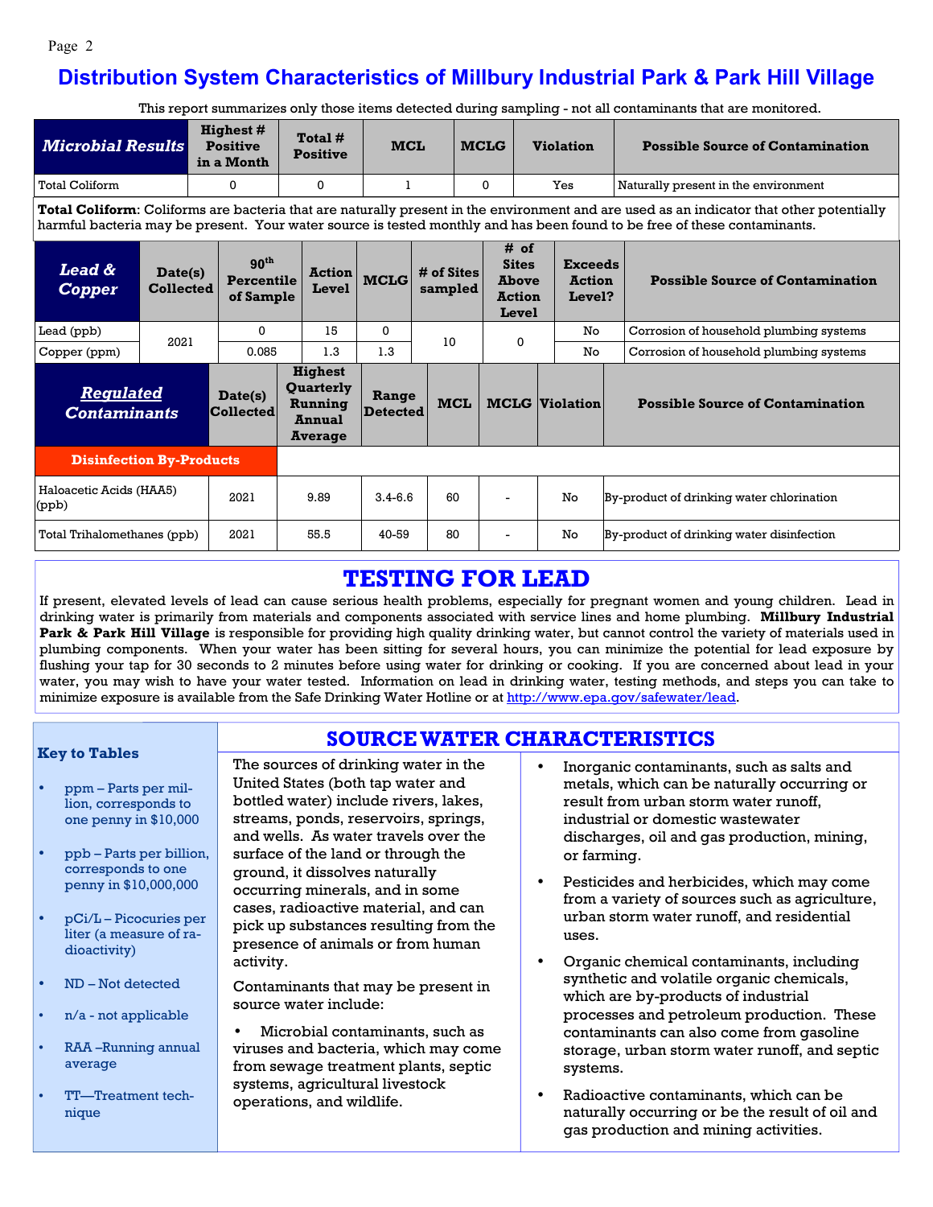# Distribution System Characteristics of Millbury Industrial Park & Park Hill Village

This report summarizes only those items detected during sampling - not all contaminants that are monitored.

| ***Microbial Results*** | Highest # Positive in a Month | Total # Positive | MCL | MCLG | Violation | Possible Source of Contamination |
|---|---|---|---|---|---|---|
| Total Coliform | 0 | 0 | 1 | 0 | Yes | Naturally present in the environment |

**Total Coliform**: Coliforms are bacteria that are naturally present in the environment and are used as an indicator that other potentially harmful bacteria may be present. Your water source is tested monthly and has been found to be free of these contaminants.

| ***Lead & Copper*** | Date(s) Collected | 90th Percentile of Sample | Action Level | MCLG | # of Sites sampled | # of Sites Above Action Level | Exceeds Action Level? | Possible Source of Contamination |
|---|---|---|---|---|---|---|---|---|
| Lead (ppb) | 2021 | 0 | 15 | 0 | 10 | 0 | No | Corrosion of household plumbing systems |
| Copper (ppm) | | 0.085 | 1.3 | 1.3 | | | No | Corrosion of household plumbing systems |

| ***Regulated Contaminants*** | Date(s) Collected | Highest Quarterly Running Annual Average | Range Detected | MCL | MCLG | Violation | Possible Source of Contamination |
|---|---|---|---|---|---|---|---|
| **Disinfection By-Products** | | | | | | | |
| Haloacetic Acids (HAA5) (ppb) | 2021 | 9.89 | 3.4-6.6 | 60 | - | No | By-product of drinking water chlorination |
| Total Trihalomethanes (ppb) | 2021 | 55.5 | 40-59 | 80 | - | No | By-product of drinking water disinfection |

## TESTING FOR LEAD

If present, elevated levels of lead can cause serious health problems, especially for pregnant women and young children. Lead in drinking water is primarily from materials and components associated with service lines and home plumbing. **Millbury Industrial Park & Park Hill Village** is responsible for providing high quality drinking water, but cannot control the variety of materials used in plumbing components. When your water has been sitting for several hours, you can minimize the potential for lead exposure by flushing your tap for 30 seconds to 2 minutes before using water for drinking or cooking. If you are concerned about lead in your water, you may wish to have your water tested. Information on lead in drinking water, testing methods, and steps you can take to minimize exposure is available from the Safe Drinking Water Hotline or at http://www.epa.gov/safewater/lead.

### Key to Tables

- ppm – Parts per million, corresponds to one penny in $10,000
- ppb – Parts per billion, corresponds to one penny in $10,000,000
- pCi/L – Picocuries per liter (a measure of radioactivity)
- ND – Not detected
- n/a - not applicable
- RAA –Running annual average
- TT—Treatment technique

## SOURCE WATER CHARACTERISTICS

The sources of drinking water in the United States (both tap water and bottled water) include rivers, lakes, streams, ponds, reservoirs, springs, and wells. As water travels over the surface of the land or through the ground, it dissolves naturally occurring minerals, and in some cases, radioactive material, and can pick up substances resulting from the presence of animals or from human activity.

Contaminants that may be present in source water include:

- Microbial contaminants, such as viruses and bacteria, which may come from sewage treatment plants, septic systems, agricultural livestock operations, and wildlife.
- Inorganic contaminants, such as salts and metals, which can be naturally occurring or result from urban storm water runoff, industrial or domestic wastewater discharges, oil and gas production, mining, or farming.
- Pesticides and herbicides, which may come from a variety of sources such as agriculture, urban storm water runoff, and residential uses.
- Organic chemical contaminants, including synthetic and volatile organic chemicals, which are by-products of industrial processes and petroleum production. These contaminants can also come from gasoline storage, urban storm water runoff, and septic systems.
- Radioactive contaminants, which can be naturally occurring or be the result of oil and gas production and mining activities.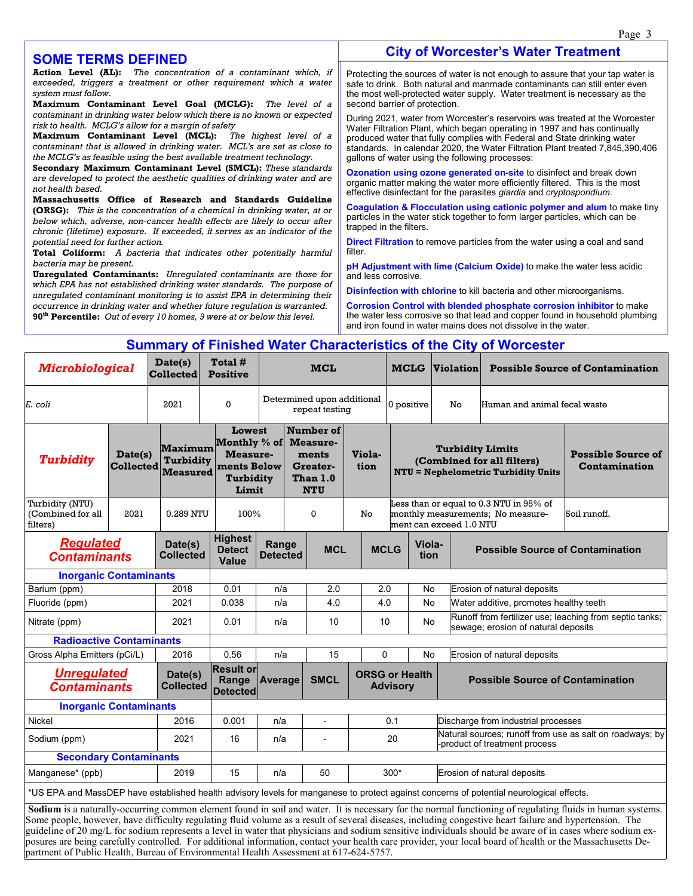## SOME TERMS DEFINED

**Action Level (AL):** *The concentration of a contaminant which, if exceeded, triggers a treatment or other requirement which a water system must follow.*

**Maximum Contaminant Level Goal (MCLG):** *The level of a contaminant in drinking water below which there is no known or expected risk to health. MCLG's allow for a margin of safety*

**Maximum Contaminant Level (MCL):** *The highest level of a contaminant that is allowed in drinking water. MCL's are set as close to the MCLG's as feasible using the best available treatment technology.*

**Secondary Maximum Contaminant Level (SMCL):** *These standards are developed to protect the aesthetic qualities of drinking water and are not health based.*

**Massachusetts Office of Research and Standards Guideline (ORSG):** *This is the concentration of a chemical in drinking water, at or below which, adverse, non-cancer health effects are likely to occur after chronic (lifetime) exposure. If exceeded, it serves as an indicator of the potential need for further action.*

**Total Coliform:** *A bacteria that indicates other potentially harmful bacteria may be present.*

**Unregulated Contaminants:** *Unregulated contaminants are those for which EPA has not established drinking water standards. The purpose of unregulated contaminant monitoring is to assist EPA in determining their occurrence in drinking water and whether future regulation is warranted.*

**90th Percentile:** *Out of every 10 homes, 9 were at or below this level.*

## City of Worcester's Water Treatment

Protecting the sources of water is not enough to assure that your tap water is safe to drink. Both natural and manmade contaminants can still enter even the most well-protected water supply. Water treatment is necessary as the second barrier of protection.

During 2021, water from Worcester's reservoirs was treated at the Worcester Water Filtration Plant, which began operating in 1997 and has continually produced water that fully complies with Federal and State drinking water standards. In calendar 2020, the Water Filtration Plant treated 7,845,390,406 gallons of water using the following processes:

**Ozonation using ozone generated on-site** to disinfect and break down organic matter making the water more efficiently filtered. This is the most effective disinfectant for the parasites *giardia* and *cryptosporidium*.

**Coagulation & Flocculation using cationic polymer and alum** to make tiny particles in the water stick together to form larger particles, which can be trapped in the filters.

**Direct Filtration** to remove particles from the water using a coal and sand filter.

**pH Adjustment with lime (Calcium Oxide)** to make the water less acidic and less corrosive.

**Disinfection with chlorine** to kill bacteria and other microorganisms.

**Corrosion Control with blended phosphate corrosion inhibitor** to make the water less corrosive so that lead and copper found in household plumbing and iron found in water mains does not dissolve in the water.

## Summary of Finished Water Characteristics of the City of Worcester

| *Microbiological* | Date(s) Collected | Total # Positive | MCL | MCLG | Violation | Possible Source of Contamination |
|---|---|---|---|---|---|---|
| *E. coli* | 2021 | 0 | Determined upon additional repeat testing | 0 positive | No | Human and animal fecal waste |

| *Turbidity* | Date(s) Collected | Maximum Turbidity Measured | Lowest Monthly % of Measurements Below Turbidity Limit | Number of Measurements Greater-Than 1.0 NTU | Violation | Turbidity Limits (Combined for all filters) NTU = Nephelometric Turbidity Units | Possible Source of Contamination |
|---|---|---|---|---|---|---|---|
| Turbidity (NTU) (Combined for all filters) | 2021 | 0.289 NTU | 100% | 0 | No | Less than or equal to 0.3 NTU in 95% of monthly measurements; No measurement can exceed 1.0 NTU | Soil runoff. |

| Regulated Contaminants | Date(s) Collected | Highest Detect Value | Range Detected | MCL | MCLG | Violation | Possible Source of Contamination |
|---|---|---|---|---|---|---|---|
| **Inorganic Contaminants** | | | | | | | |
| Barium (ppm) | 2018 | 0.01 | n/a | 2.0 | 2.0 | No | Erosion of natural deposits |
| Fluoride (ppm) | 2021 | 0.038 | n/a | 4.0 | 4.0 | No | Water additive, promotes healthy teeth |
| Nitrate (ppm) | 2021 | 0.01 | n/a | 10 | 10 | No | Runoff from fertilizer use; leaching from septic tanks; sewage; erosion of natural deposits |
| **Radioactive Contaminants** | | | | | | | |
| Gross Alpha Emitters (pCi/L) | 2016 | 0.56 | n/a | 15 | 0 | No | Erosion of natural deposits |

| Unregulated Contaminants | Date(s) Collected | Result or Range Detected | Average | SMCL | ORSG or Health Advisory | Possible Source of Contamination |
|---|---|---|---|---|---|---|
| **Inorganic Contaminants** | | | | | | |
| Nickel | 2016 | 0.001 | n/a | - | 0.1 | Discharge from industrial processes |
| Sodium (ppm) | 2021 | 16 | n/a | - | 20 | Natural sources; runoff from use as salt on roadways; by-product of treatment process |
| **Secondary Contaminants** | | | | | | |
| Manganese* (ppb) | 2019 | 15 | n/a | 50 | 300* | Erosion of natural deposits |

*US EPA and MassDEP have established health advisory levels for manganese to protect against concerns of potential neurological effects.

**Sodium** is a naturally-occurring common element found in soil and water. It is necessary for the normal functioning of regulating fluids in human systems. Some people, however, have difficulty regulating fluid volume as a result of several diseases, including congestive heart failure and hypertension. The guideline of 20 mg/L for sodium represents a level in water that physicians and sodium sensitive individuals should be aware of in cases where sodium exposures are being carefully controlled. For additional information, contact your health care provider, your local board of health or the Massachusetts Department of Public Health, Bureau of Environmental Health Assessment at 617-624-5757.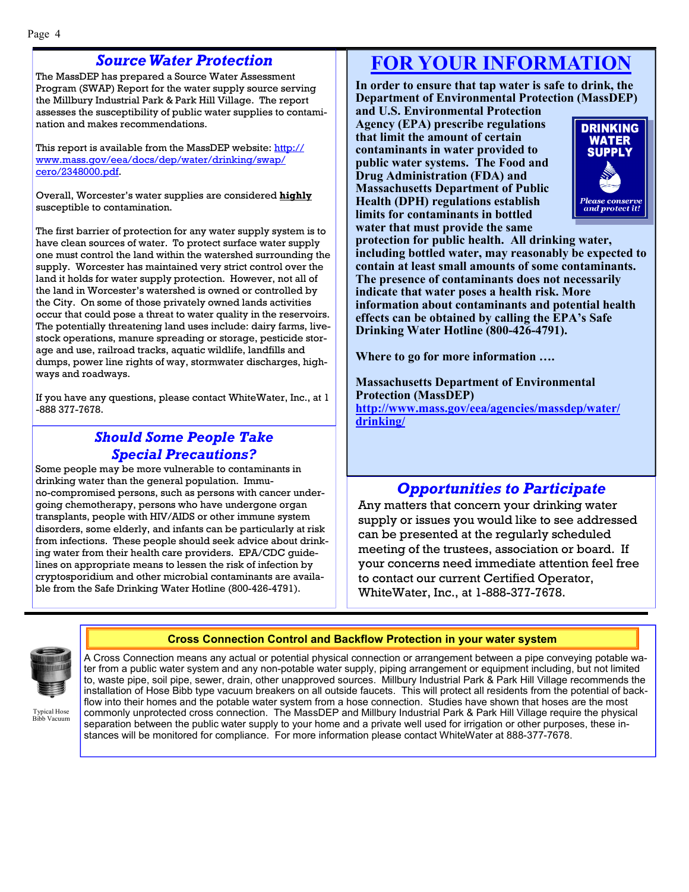## *Source Water Protection*

The MassDEP has prepared a Source Water Assessment Program (SWAP) Report for the water supply source serving the Millbury Industrial Park & Park Hill Village. The report assesses the susceptibility of public water supplies to contamination and makes recommendations.

This report is available from the MassDEP website: http://www.mass.gov/eea/docs/dep/water/drinking/swap/cero/2348000.pdf.

Overall, Worcester's water supplies are considered **highly** susceptible to contamination.

The first barrier of protection for any water supply system is to have clean sources of water. To protect surface water supply one must control the land within the watershed surrounding the supply. Worcester has maintained very strict control over the land it holds for water supply protection. However, not all of the land in Worcester's watershed is owned or controlled by the City. On some of those privately owned lands activities occur that could pose a threat to water quality in the reservoirs. The potentially threatening land uses include: dairy farms, livestock operations, manure spreading or storage, pesticide storage and use, railroad tracks, aquatic wildlife, landfills and dumps, power line rights of way, stormwater discharges, highways and roadways.

If you have any questions, please contact WhiteWater, Inc., at 1-888 377-7678.

## *Should Some People Take Special Precautions?*

Some people may be more vulnerable to contaminants in drinking water than the general population. Immuno-compromised persons, such as persons with cancer undergoing chemotherapy, persons who have undergone organ transplants, people with HIV/AIDS or other immune system disorders, some elderly, and infants can be particularly at risk from infections. These people should seek advice about drinking water from their health care providers. EPA/CDC guidelines on appropriate means to lessen the risk of infection by cryptosporidium and other microbial contaminants are available from the Safe Drinking Water Hotline (800-426-4791).

## FOR YOUR INFORMATION

**In order to ensure that tap water is safe to drink, the Department of Environmental Protection (MassDEP) and U.S. Environmental Protection Agency (EPA) prescribe regulations that limit the amount of certain contaminants in water provided to public water systems. The Food and Drug Administration (FDA) and Massachusetts Department of Public Health (DPH) regulations establish limits for contaminants in bottled water that must provide the same protection for public health. All drinking water, including bottled water, may reasonably be expected to contain at least small amounts of some contaminants. The presence of contaminants does not necessarily indicate that water poses a health risk. More information about contaminants and potential health effects can be obtained by calling the EPA's Safe Drinking Water Hotline (800-426-4791).**

DRINKING WATER SUPPLY

*Please conserve and protect it!*

**Where to go for more information ….**

**Massachusetts Department of Environmental Protection (MassDEP)**
**http://www.mass.gov/eea/agencies/massdep/water/drinking/**

## *Opportunities to Participate*

Any matters that concern your drinking water supply or issues you would like to see addressed can be presented at the regularly scheduled meeting of the trustees, association or board. If your concerns need immediate attention feel free to contact our current Certified Operator, WhiteWater, Inc., at 1-888-377-7678.

### Cross Connection Control and Backflow Protection in your water system

Typical Hose Bibb Vacuum

A Cross Connection means any actual or potential physical connection or arrangement between a pipe conveying potable water from a public water system and any non-potable water supply, piping arrangement or equipment including, but not limited to, waste pipe, soil pipe, sewer, drain, other unapproved sources. Millbury Industrial Park & Park Hill Village recommends the installation of Hose Bibb type vacuum breakers on all outside faucets. This will protect all residents from the potential of backflow into their homes and the potable water system from a hose connection. Studies have shown that hoses are the most commonly unprotected cross connection. The MassDEP and Millbury Industrial Park & Park Hill Village require the physical separation between the public water supply to your home and a private well used for irrigation or other purposes, these instances will be monitored for compliance. For more information please contact WhiteWater at 888-377-7678.